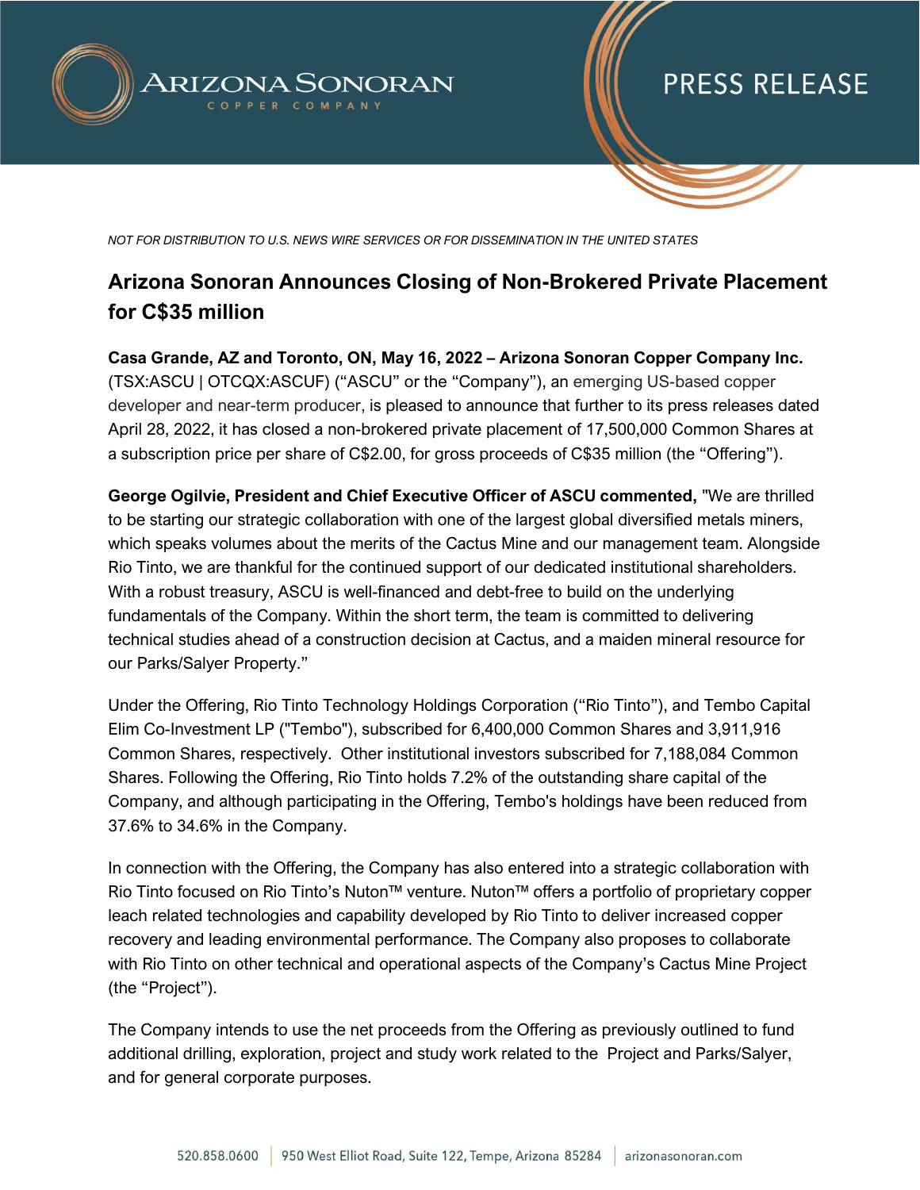*NOT FOR DISTRIBUTION TO U.S. NEWS WIRE SERVICES OR FOR DISSEMINATION IN THE UNITED STATES*

# Arizona Sonoran Announces Closing of Non-Brokered Private Placement for C$35 million

**Casa Grande, AZ and Toronto, ON, May 16, 2022 – Arizona Sonoran Copper Company Inc.** (TSX:ASCU | OTCQX:ASCUF) ("ASCU" or the "Company"), an emerging US-based copper developer and near-term producer, is pleased to announce that further to its press releases dated April 28, 2022, it has closed a non-brokered private placement of 17,500,000 Common Shares at a subscription price per share of C$2.00, for gross proceeds of C$35 million (the "Offering").

**George Ogilvie, President and Chief Executive Officer of ASCU commented,** "We are thrilled to be starting our strategic collaboration with one of the largest global diversified metals miners, which speaks volumes about the merits of the Cactus Mine and our management team. Alongside Rio Tinto, we are thankful for the continued support of our dedicated institutional shareholders. With a robust treasury, ASCU is well-financed and debt-free to build on the underlying fundamentals of the Company. Within the short term, the team is committed to delivering technical studies ahead of a construction decision at Cactus, and a maiden mineral resource for our Parks/Salyer Property."

Under the Offering, Rio Tinto Technology Holdings Corporation ("Rio Tinto"), and Tembo Capital Elim Co-Investment LP ("Tembo"), subscribed for 6,400,000 Common Shares and 3,911,916 Common Shares, respectively. Other institutional investors subscribed for 7,188,084 Common Shares. Following the Offering, Rio Tinto holds 7.2% of the outstanding share capital of the Company, and although participating in the Offering, Tembo's holdings have been reduced from 37.6% to 34.6% in the Company.

In connection with the Offering, the Company has also entered into a strategic collaboration with Rio Tinto focused on Rio Tinto's Nuton™ venture. Nuton™ offers a portfolio of proprietary copper leach related technologies and capability developed by Rio Tinto to deliver increased copper recovery and leading environmental performance. The Company also proposes to collaborate with Rio Tinto on other technical and operational aspects of the Company's Cactus Mine Project (the "Project").

The Company intends to use the net proceeds from the Offering as previously outlined to fund additional drilling, exploration, project and study work related to the Project and Parks/Salyer, and for general corporate purposes.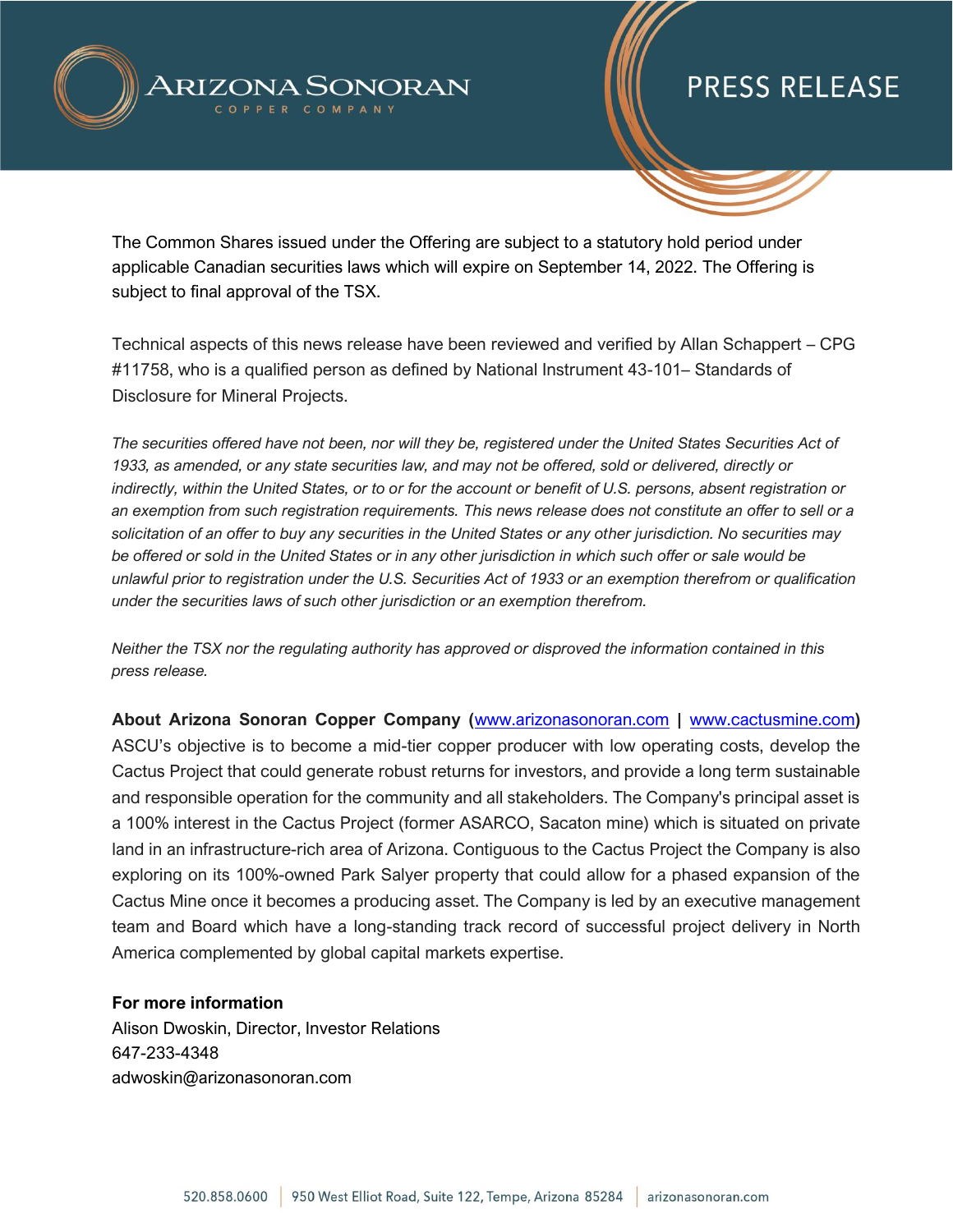The Common Shares issued under the Offering are subject to a statutory hold period under applicable Canadian securities laws which will expire on September 14, 2022. The Offering is subject to final approval of the TSX.

Technical aspects of this news release have been reviewed and verified by Allan Schappert – CPG #11758, who is a qualified person as defined by National Instrument 43-101– Standards of Disclosure for Mineral Projects.

*The securities offered have not been, nor will they be, registered under the United States Securities Act of 1933, as amended, or any state securities law, and may not be offered, sold or delivered, directly or indirectly, within the United States, or to or for the account or benefit of U.S. persons, absent registration or an exemption from such registration requirements. This news release does not constitute an offer to sell or a solicitation of an offer to buy any securities in the United States or any other jurisdiction. No securities may be offered or sold in the United States or in any other jurisdiction in which such offer or sale would be unlawful prior to registration under the U.S. Securities Act of 1933 or an exemption therefrom or qualification under the securities laws of such other jurisdiction or an exemption therefrom.*

*Neither the TSX nor the regulating authority has approved or disproved the information contained in this press release.*

**About Arizona Sonoran Copper Company (www.arizonasonoran.com | www.cactusmine.com)**
ASCU's objective is to become a mid-tier copper producer with low operating costs, develop the Cactus Project that could generate robust returns for investors, and provide a long term sustainable and responsible operation for the community and all stakeholders. The Company's principal asset is a 100% interest in the Cactus Project (former ASARCO, Sacaton mine) which is situated on private land in an infrastructure-rich area of Arizona. Contiguous to the Cactus Project the Company is also exploring on its 100%-owned Park Salyer property that could allow for a phased expansion of the Cactus Mine once it becomes a producing asset. The Company is led by an executive management team and Board which have a long-standing track record of successful project delivery in North America complemented by global capital markets expertise.

**For more information**
Alison Dwoskin, Director, Investor Relations
647-233-4348
adwoskin@arizonasonoran.com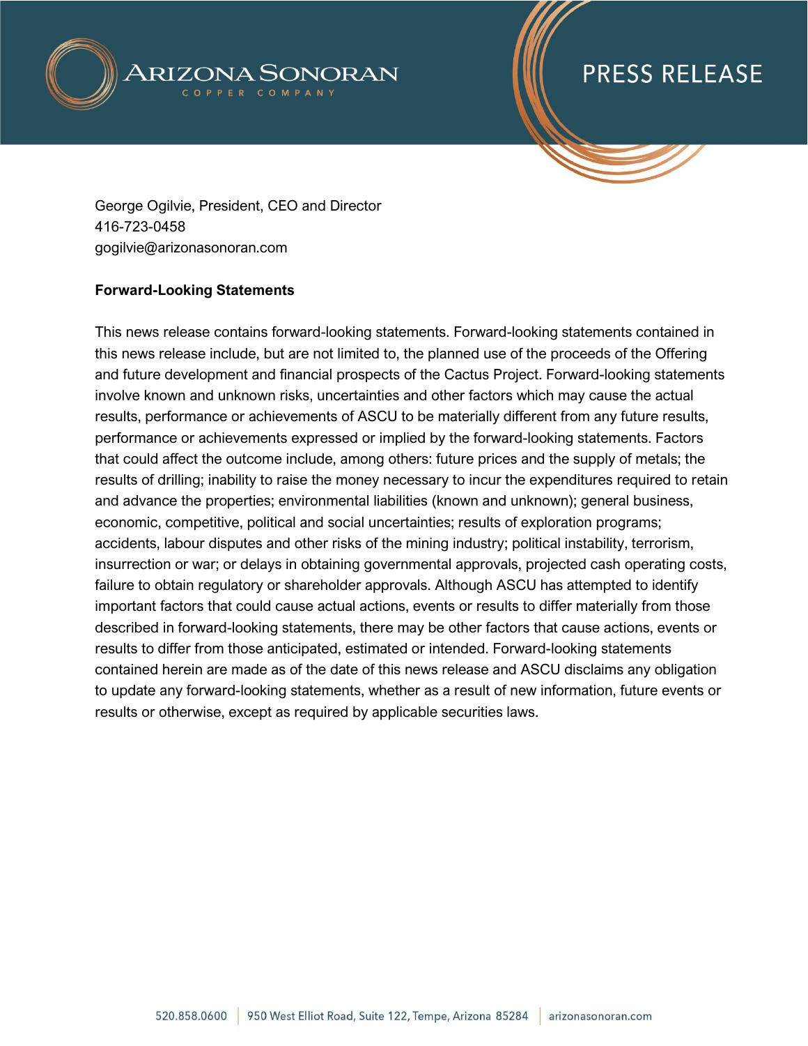George Ogilvie, President, CEO and Director
416-723-0458
gogilvie@arizonasonoran.com

**Forward-Looking Statements**

This news release contains forward-looking statements. Forward-looking statements contained in this news release include, but are not limited to, the planned use of the proceeds of the Offering and future development and financial prospects of the Cactus Project. Forward-looking statements involve known and unknown risks, uncertainties and other factors which may cause the actual results, performance or achievements of ASCU to be materially different from any future results, performance or achievements expressed or implied by the forward-looking statements. Factors that could affect the outcome include, among others: future prices and the supply of metals; the results of drilling; inability to raise the money necessary to incur the expenditures required to retain and advance the properties; environmental liabilities (known and unknown); general business, economic, competitive, political and social uncertainties; results of exploration programs; accidents, labour disputes and other risks of the mining industry; political instability, terrorism, insurrection or war; or delays in obtaining governmental approvals, projected cash operating costs, failure to obtain regulatory or shareholder approvals. Although ASCU has attempted to identify important factors that could cause actual actions, events or results to differ materially from those described in forward-looking statements, there may be other factors that cause actions, events or results to differ from those anticipated, estimated or intended. Forward-looking statements contained herein are made as of the date of this news release and ASCU disclaims any obligation to update any forward-looking statements, whether as a result of new information, future events or results or otherwise, except as required by applicable securities laws.